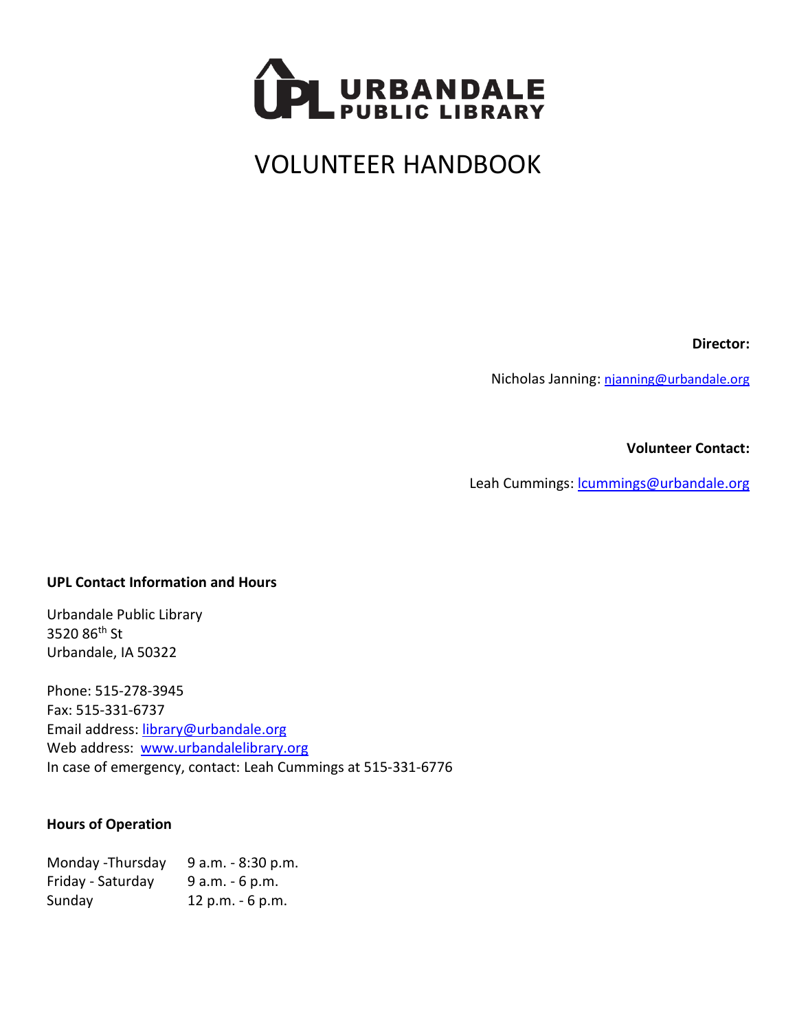# URBANDALE PUBLIC LIBRARY

# VOLUNTEER HANDBOOK

**Director:**

Nicholas Janning: njanning@urbandale.org

**Volunteer Contact:**

Leah Cummings: lcummings@urbandale.org

**UPL Contact Information and Hours**

Urbandale Public Library
3520 86th St
Urbandale, IA 50322

Phone: 515-278-3945
Fax: 515-331-6737
Email address: library@urbandale.org
Web address: www.urbandalelibrary.org
In case of emergency, contact: Leah Cummings at 515-331-6776

**Hours of Operation**

| | |
|---|---|
| Monday -Thursday | 9 a.m. - 8:30 p.m. |
| Friday - Saturday | 9 a.m. - 6 p.m. |
| Sunday | 12 p.m. - 6 p.m. |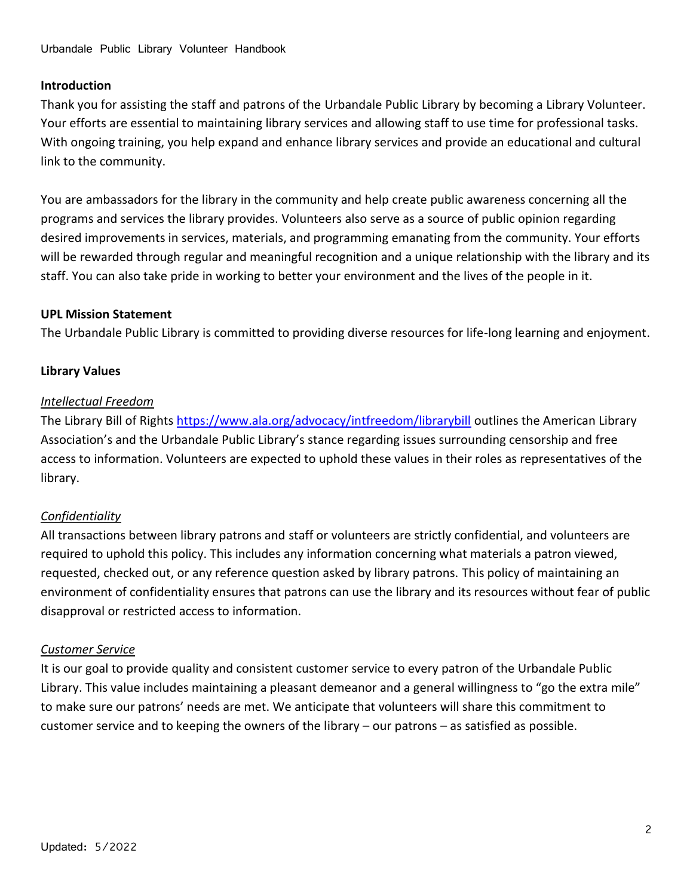## Introduction

Thank you for assisting the staff and patrons of the Urbandale Public Library by becoming a Library Volunteer. Your efforts are essential to maintaining library services and allowing staff to use time for professional tasks. With ongoing training, you help expand and enhance library services and provide an educational and cultural link to the community.

You are ambassadors for the library in the community and help create public awareness concerning all the programs and services the library provides. Volunteers also serve as a source of public opinion regarding desired improvements in services, materials, and programming emanating from the community. Your efforts will be rewarded through regular and meaningful recognition and a unique relationship with the library and its staff. You can also take pride in working to better your environment and the lives of the people in it.

## UPL Mission Statement

The Urbandale Public Library is committed to providing diverse resources for life-long learning and enjoyment.

## Library Values

### *Intellectual Freedom*

The Library Bill of Rights [https://www.ala.org/advocacy/intfreedom/librarybill](https://www.ala.org/advocacy/intfreedom/librarybill) outlines the American Library Association's and the Urbandale Public Library's stance regarding issues surrounding censorship and free access to information. Volunteers are expected to uphold these values in their roles as representatives of the library.

### *Confidentiality*

All transactions between library patrons and staff or volunteers are strictly confidential, and volunteers are required to uphold this policy. This includes any information concerning what materials a patron viewed, requested, checked out, or any reference question asked by library patrons. This policy of maintaining an environment of confidentiality ensures that patrons can use the library and its resources without fear of public disapproval or restricted access to information.

### *Customer Service*

It is our goal to provide quality and consistent customer service to every patron of the Urbandale Public Library. This value includes maintaining a pleasant demeanor and a general willingness to "go the extra mile" to make sure our patrons' needs are met. We anticipate that volunteers will share this commitment to customer service and to keeping the owners of the library – our patrons – as satisfied as possible.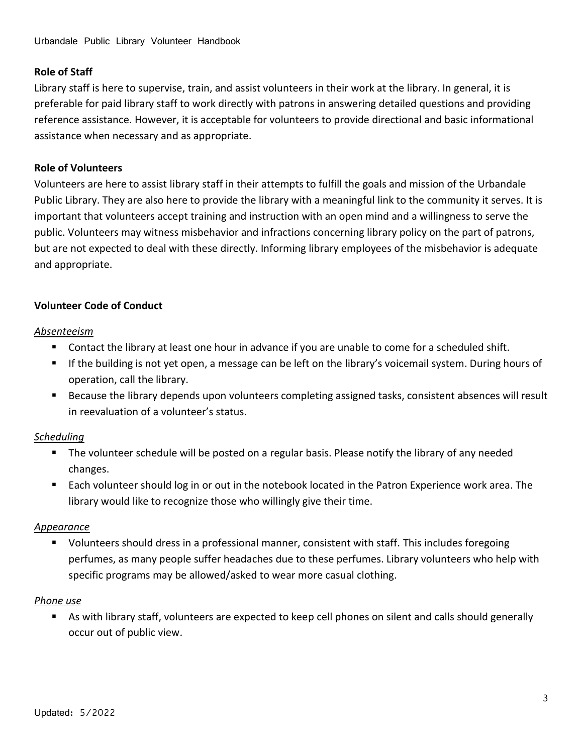**Role of Staff**

Library staff is here to supervise, train, and assist volunteers in their work at the library. In general, it is preferable for paid library staff to work directly with patrons in answering detailed questions and providing reference assistance. However, it is acceptable for volunteers to provide directional and basic informational assistance when necessary and as appropriate.

**Role of Volunteers**

Volunteers are here to assist library staff in their attempts to fulfill the goals and mission of the Urbandale Public Library. They are also here to provide the library with a meaningful link to the community it serves. It is important that volunteers accept training and instruction with an open mind and a willingness to serve the public. Volunteers may witness misbehavior and infractions concerning library policy on the part of patrons, but are not expected to deal with these directly. Informing library employees of the misbehavior is adequate and appropriate.

**Volunteer Code of Conduct**

*Absenteeism*

- Contact the library at least one hour in advance if you are unable to come for a scheduled shift.
- If the building is not yet open, a message can be left on the library's voicemail system. During hours of operation, call the library.
- Because the library depends upon volunteers completing assigned tasks, consistent absences will result in reevaluation of a volunteer's status.

*Scheduling*

- The volunteer schedule will be posted on a regular basis. Please notify the library of any needed changes.
- Each volunteer should log in or out in the notebook located in the Patron Experience work area. The library would like to recognize those who willingly give their time.

*Appearance*

- Volunteers should dress in a professional manner, consistent with staff. This includes foregoing perfumes, as many people suffer headaches due to these perfumes. Library volunteers who help with specific programs may be allowed/asked to wear more casual clothing.

*Phone use*

- As with library staff, volunteers are expected to keep cell phones on silent and calls should generally occur out of public view.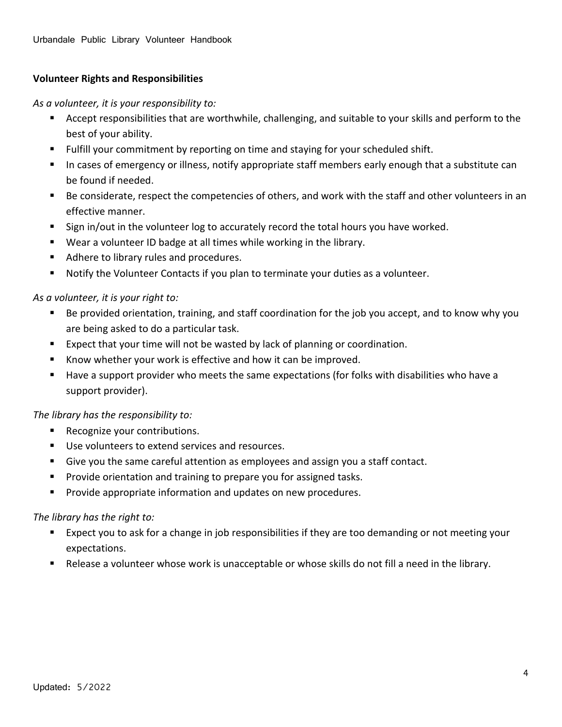**Volunteer Rights and Responsibilities**

*As a volunteer, it is your responsibility to:*

- Accept responsibilities that are worthwhile, challenging, and suitable to your skills and perform to the best of your ability.
- Fulfill your commitment by reporting on time and staying for your scheduled shift.
- In cases of emergency or illness, notify appropriate staff members early enough that a substitute can be found if needed.
- Be considerate, respect the competencies of others, and work with the staff and other volunteers in an effective manner.
- Sign in/out in the volunteer log to accurately record the total hours you have worked.
- Wear a volunteer ID badge at all times while working in the library.
- Adhere to library rules and procedures.
- Notify the Volunteer Contacts if you plan to terminate your duties as a volunteer.

*As a volunteer, it is your right to:*

- Be provided orientation, training, and staff coordination for the job you accept, and to know why you are being asked to do a particular task.
- Expect that your time will not be wasted by lack of planning or coordination.
- Know whether your work is effective and how it can be improved.
- Have a support provider who meets the same expectations (for folks with disabilities who have a support provider).

*The library has the responsibility to:*

- Recognize your contributions.
- Use volunteers to extend services and resources.
- Give you the same careful attention as employees and assign you a staff contact.
- Provide orientation and training to prepare you for assigned tasks.
- Provide appropriate information and updates on new procedures.

*The library has the right to:*

- Expect you to ask for a change in job responsibilities if they are too demanding or not meeting your expectations.
- Release a volunteer whose work is unacceptable or whose skills do not fill a need in the library.